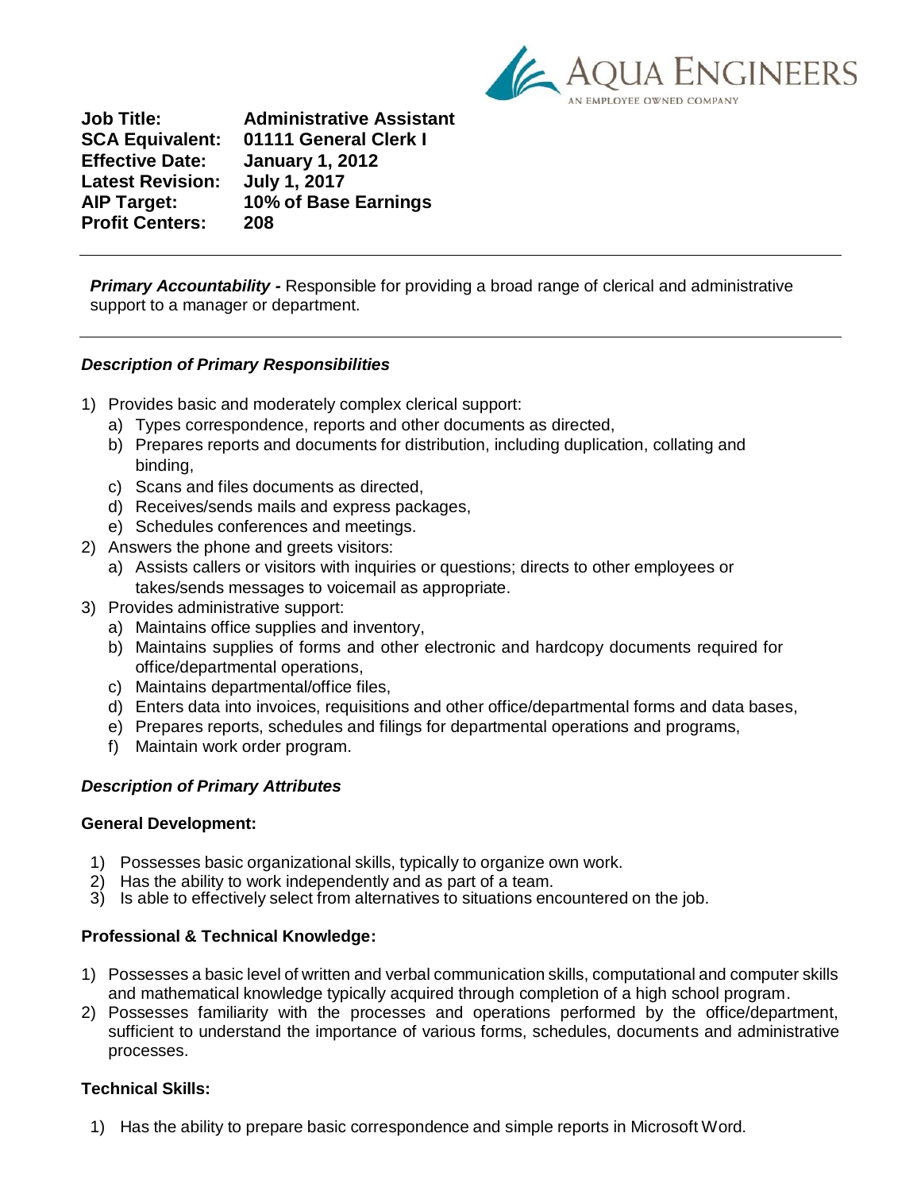AQUA ENGINEERS
AN EMPLOYEE OWNED COMPANY

**Job Title:** Administrative Assistant
**SCA Equivalent:** 01111 General Clerk I
**Effective Date:** January 1, 2012
**Latest Revision:** July 1, 2017
**AIP Target:** 10% of Base Earnings
**Profit Centers:** 208

---

***Primary Accountability -*** Responsible for providing a broad range of clerical and administrative support to a manager or department.

---

### *Description of Primary Responsibilities*

1) Provides basic and moderately complex clerical support:
   a) Types correspondence, reports and other documents as directed,
   b) Prepares reports and documents for distribution, including duplication, collating and binding,
   c) Scans and files documents as directed,
   d) Receives/sends mails and express packages,
   e) Schedules conferences and meetings.
2) Answers the phone and greets visitors:
   a) Assists callers or visitors with inquiries or questions; directs to other employees or takes/sends messages to voicemail as appropriate.
3) Provides administrative support:
   a) Maintains office supplies and inventory,
   b) Maintains supplies of forms and other electronic and hardcopy documents required for office/departmental operations,
   c) Maintains departmental/office files,
   d) Enters data into invoices, requisitions and other office/departmental forms and data bases,
   e) Prepares reports, schedules and filings for departmental operations and programs,
   f) Maintain work order program.

### *Description of Primary Attributes*

**General Development:**

1) Possesses basic organizational skills, typically to organize own work.
2) Has the ability to work independently and as part of a team.
3) Is able to effectively select from alternatives to situations encountered on the job.

**Professional & Technical Knowledge:**

1) Possesses a basic level of written and verbal communication skills, computational and computer skills and mathematical knowledge typically acquired through completion of a high school program.
2) Possesses familiarity with the processes and operations performed by the office/department, sufficient to understand the importance of various forms, schedules, documents and administrative processes.

**Technical Skills:**

1) Has the ability to prepare basic correspondence and simple reports in Microsoft Word.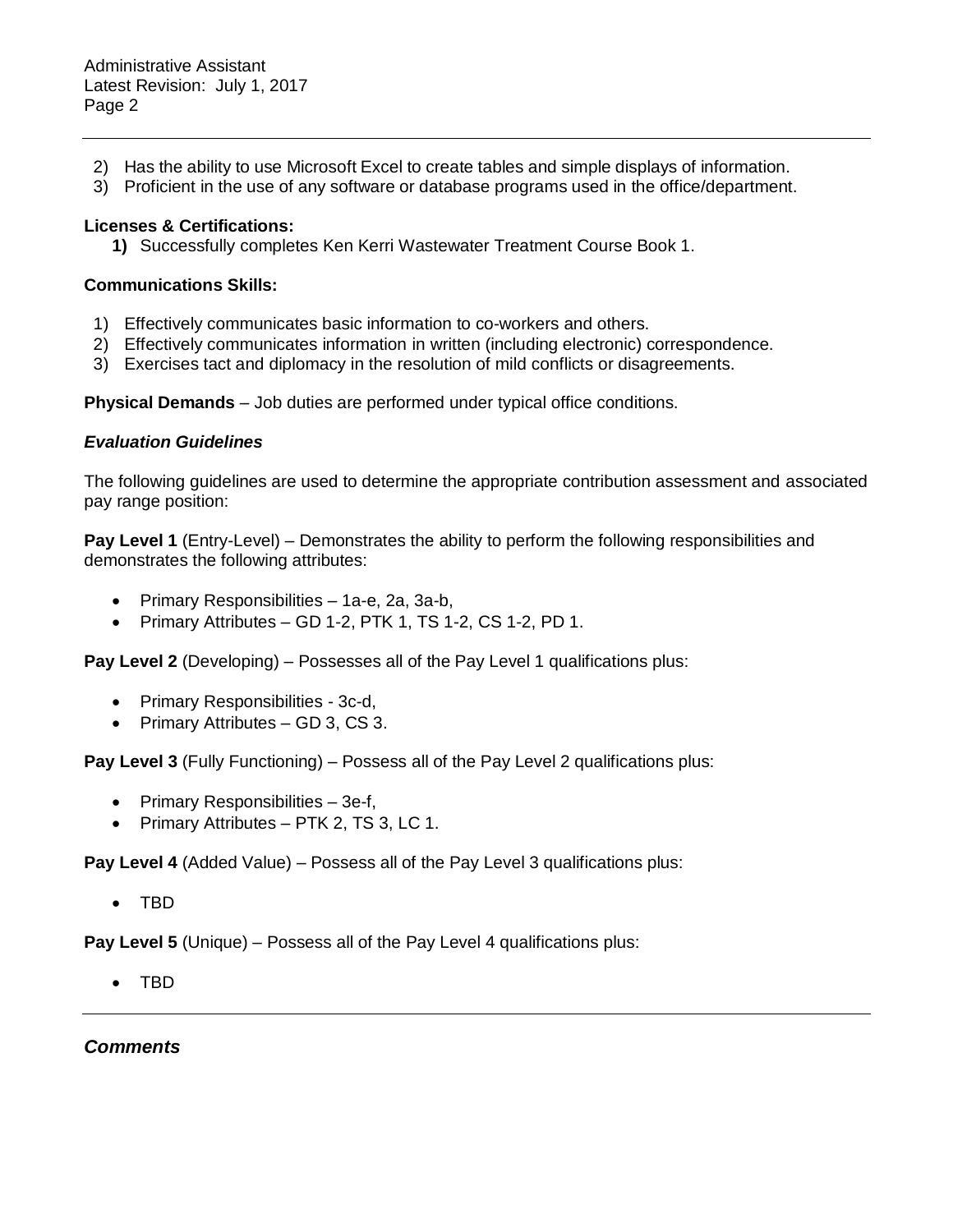2) Has the ability to use Microsoft Excel to create tables and simple displays of information.
3) Proficient in the use of any software or database programs used in the office/department.

**Licenses & Certifications:**

**1)** Successfully completes Ken Kerri Wastewater Treatment Course Book 1.

**Communications Skills:**

1) Effectively communicates basic information to co-workers and others.
2) Effectively communicates information in written (including electronic) correspondence.
3) Exercises tact and diplomacy in the resolution of mild conflicts or disagreements.

**Physical Demands** – Job duties are performed under typical office conditions.

***Evaluation Guidelines***

The following guidelines are used to determine the appropriate contribution assessment and associated pay range position:

**Pay Level 1** (Entry-Level) – Demonstrates the ability to perform the following responsibilities and demonstrates the following attributes:

- Primary Responsibilities – 1a-e, 2a, 3a-b,
- Primary Attributes – GD 1-2, PTK 1, TS 1-2, CS 1-2, PD 1.

**Pay Level 2** (Developing) – Possesses all of the Pay Level 1 qualifications plus:

- Primary Responsibilities - 3c-d,
- Primary Attributes – GD 3, CS 3.

**Pay Level 3** (Fully Functioning) – Possess all of the Pay Level 2 qualifications plus:

- Primary Responsibilities – 3e-f,
- Primary Attributes – PTK 2, TS 3, LC 1.

**Pay Level 4** (Added Value) – Possess all of the Pay Level 3 qualifications plus:

- TBD

**Pay Level 5** (Unique) – Possess all of the Pay Level 4 qualifications plus:

- TBD

***Comments***